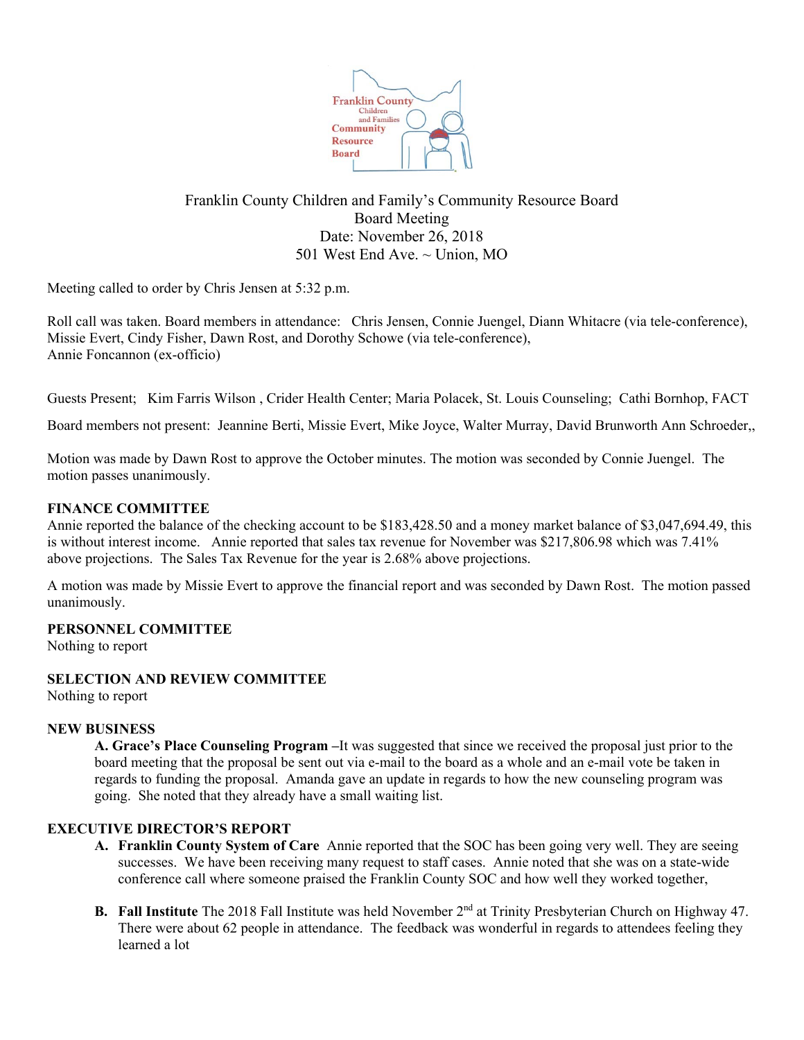Franklin County Children and Family's Community Resource Board
Board Meeting
Date: November 26, 2018
501 West End Ave. ~ Union, MO

Meeting called to order by Chris Jensen at 5:32 p.m.

Roll call was taken. Board members in attendance: Chris Jensen, Connie Juengel, Diann Whitacre (via tele-conference), Missie Evert, Cindy Fisher, Dawn Rost, and Dorothy Schowe (via tele-conference), Annie Foncannon (ex-officio)

Guests Present; Kim Farris Wilson , Crider Health Center; Maria Polacek, St. Louis Counseling; Cathi Bornhop, FACT

Board members not present: Jeannine Berti, Missie Evert, Mike Joyce, Walter Murray, David Brunworth Ann Schroeder,,

Motion was made by Dawn Rost to approve the October minutes. The motion was seconded by Connie Juengel. The motion passes unanimously.

**FINANCE COMMITTEE**

Annie reported the balance of the checking account to be $183,428.50 and a money market balance of $3,047,694.49, this is without interest income. Annie reported that sales tax revenue for November was $217,806.98 which was 7.41% above projections. The Sales Tax Revenue for the year is 2.68% above projections.

A motion was made by Missie Evert to approve the financial report and was seconded by Dawn Rost. The motion passed unanimously.

**PERSONNEL COMMITTEE**

Nothing to report

**SELECTION AND REVIEW COMMITTEE**

Nothing to report

**NEW BUSINESS**

**A. Grace's Place Counseling Program –**It was suggested that since we received the proposal just prior to the board meeting that the proposal be sent out via e-mail to the board as a whole and an e-mail vote be taken in regards to funding the proposal. Amanda gave an update in regards to how the new counseling program was going. She noted that they already have a small waiting list.

**EXECUTIVE DIRECTOR'S REPORT**

A. **Franklin County System of Care** Annie reported that the SOC has been going very well. They are seeing successes. We have been receiving many request to staff cases. Annie noted that she was on a state-wide conference call where someone praised the Franklin County SOC and how well they worked together,

B. **Fall Institute** The 2018 Fall Institute was held November 2nd at Trinity Presbyterian Church on Highway 47. There were about 62 people in attendance. The feedback was wonderful in regards to attendees feeling they learned a lot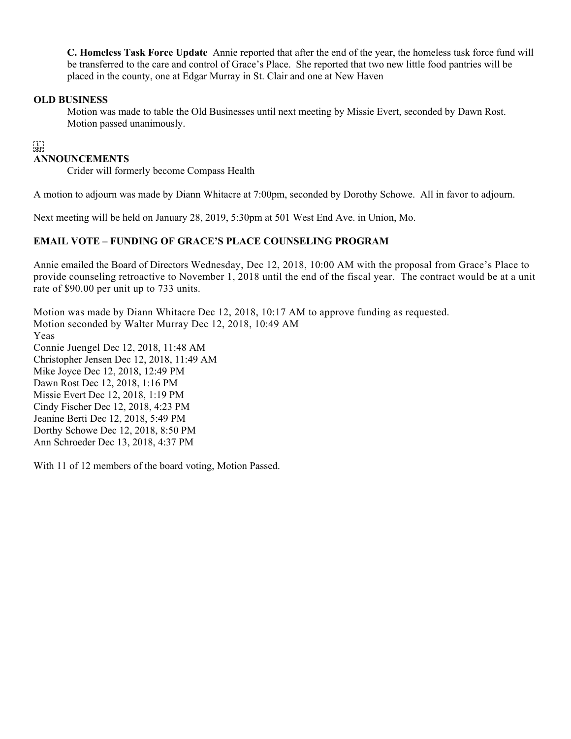**C. Homeless Task Force Update** Annie reported that after the end of the year, the homeless task force fund will be transferred to the care and control of Grace's Place. She reported that two new little food pantries will be placed in the county, one at Edgar Murray in St. Clair and one at New Haven

**OLD BUSINESS**

Motion was made to table the Old Businesses until next meeting by Missie Evert, seconded by Dawn Rost. Motion passed unanimously.

**ANNOUNCEMENTS**

Crider will formerly become Compass Health

A motion to adjourn was made by Diann Whitacre at 7:00pm, seconded by Dorothy Schowe. All in favor to adjourn.

Next meeting will be held on January 28, 2019, 5:30pm at 501 West End Ave. in Union, Mo.

**EMAIL VOTE – FUNDING OF GRACE'S PLACE COUNSELING PROGRAM**

Annie emailed the Board of Directors Wednesday, Dec 12, 2018, 10:00 AM with the proposal from Grace's Place to provide counseling retroactive to November 1, 2018 until the end of the fiscal year. The contract would be at a unit rate of $90.00 per unit up to 733 units.

Motion was made by Diann Whitacre Dec 12, 2018, 10:17 AM to approve funding as requested.
Motion seconded by Walter Murray Dec 12, 2018, 10:49 AM
Yeas
Connie Juengel Dec 12, 2018, 11:48 AM
Christopher Jensen Dec 12, 2018, 11:49 AM
Mike Joyce Dec 12, 2018, 12:49 PM
Dawn Rost Dec 12, 2018, 1:16 PM
Missie Evert Dec 12, 2018, 1:19 PM
Cindy Fischer Dec 12, 2018, 4:23 PM
Jeanine Berti Dec 12, 2018, 5:49 PM
Dorthy Schowe Dec 12, 2018, 8:50 PM
Ann Schroeder Dec 13, 2018, 4:37 PM

With 11 of 12 members of the board voting, Motion Passed.